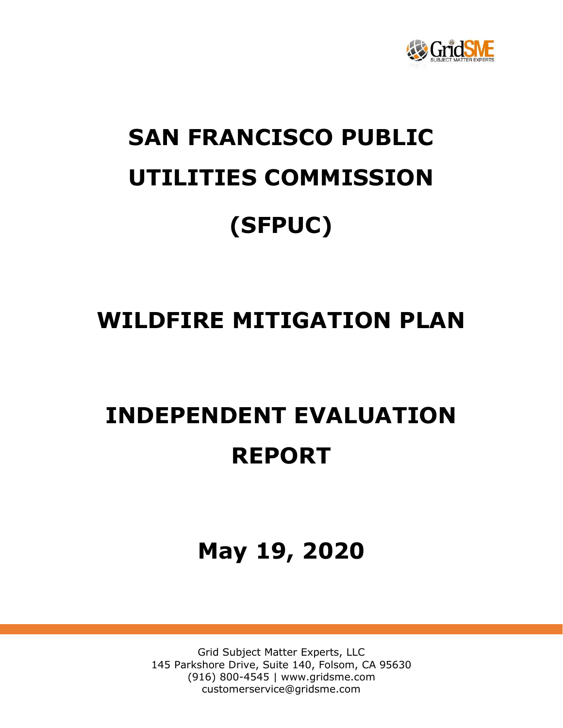# SAN FRANCISCO PUBLIC UTILITIES COMMISSION (SFPUC)

# WILDFIRE MITIGATION PLAN

# INDEPENDENT EVALUATION REPORT

## May 19, 2020

Grid Subject Matter Experts, LLC
145 Parkshore Drive, Suite 140, Folsom, CA 95630
(916) 800-4545 | www.gridsme.com
customerservice@gridsme.com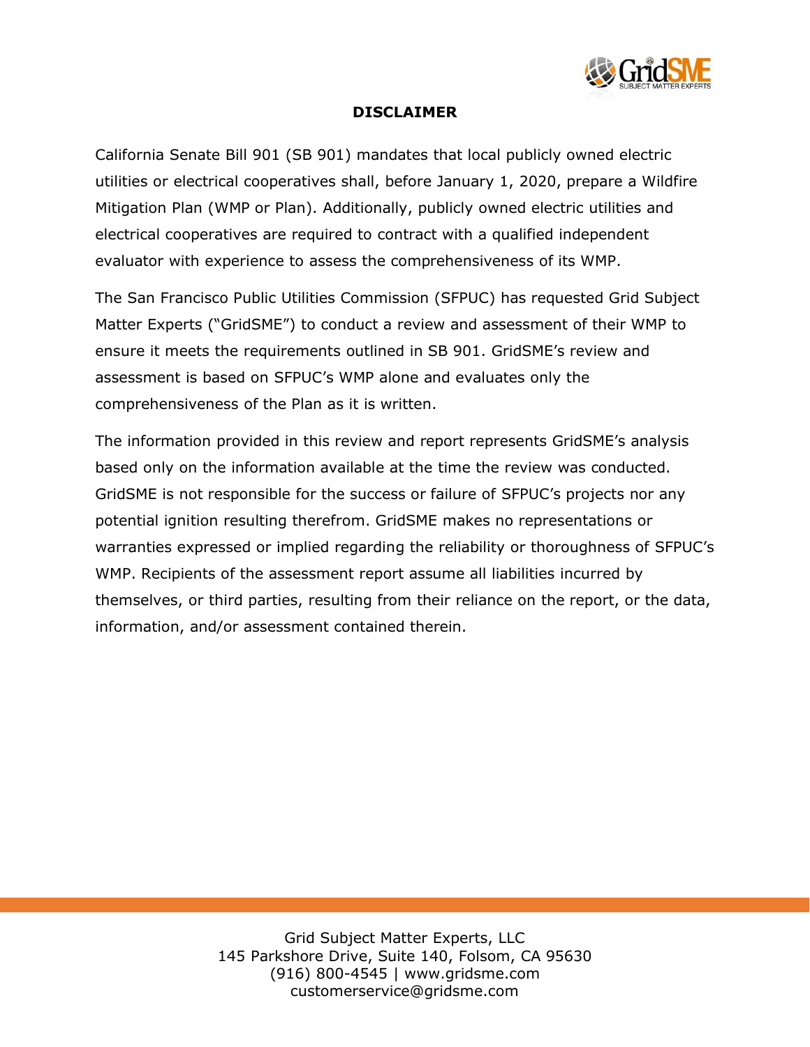## DISCLAIMER

California Senate Bill 901 (SB 901) mandates that local publicly owned electric utilities or electrical cooperatives shall, before January 1, 2020, prepare a Wildfire Mitigation Plan (WMP or Plan). Additionally, publicly owned electric utilities and electrical cooperatives are required to contract with a qualified independent evaluator with experience to assess the comprehensiveness of its WMP.

The San Francisco Public Utilities Commission (SFPUC) has requested Grid Subject Matter Experts ("GridSME") to conduct a review and assessment of their WMP to ensure it meets the requirements outlined in SB 901. GridSME's review and assessment is based on SFPUC's WMP alone and evaluates only the comprehensiveness of the Plan as it is written.

The information provided in this review and report represents GridSME's analysis based only on the information available at the time the review was conducted. GridSME is not responsible for the success or failure of SFPUC's projects nor any potential ignition resulting therefrom. GridSME makes no representations or warranties expressed or implied regarding the reliability or thoroughness of SFPUC's WMP. Recipients of the assessment report assume all liabilities incurred by themselves, or third parties, resulting from their reliance on the report, or the data, information, and/or assessment contained therein.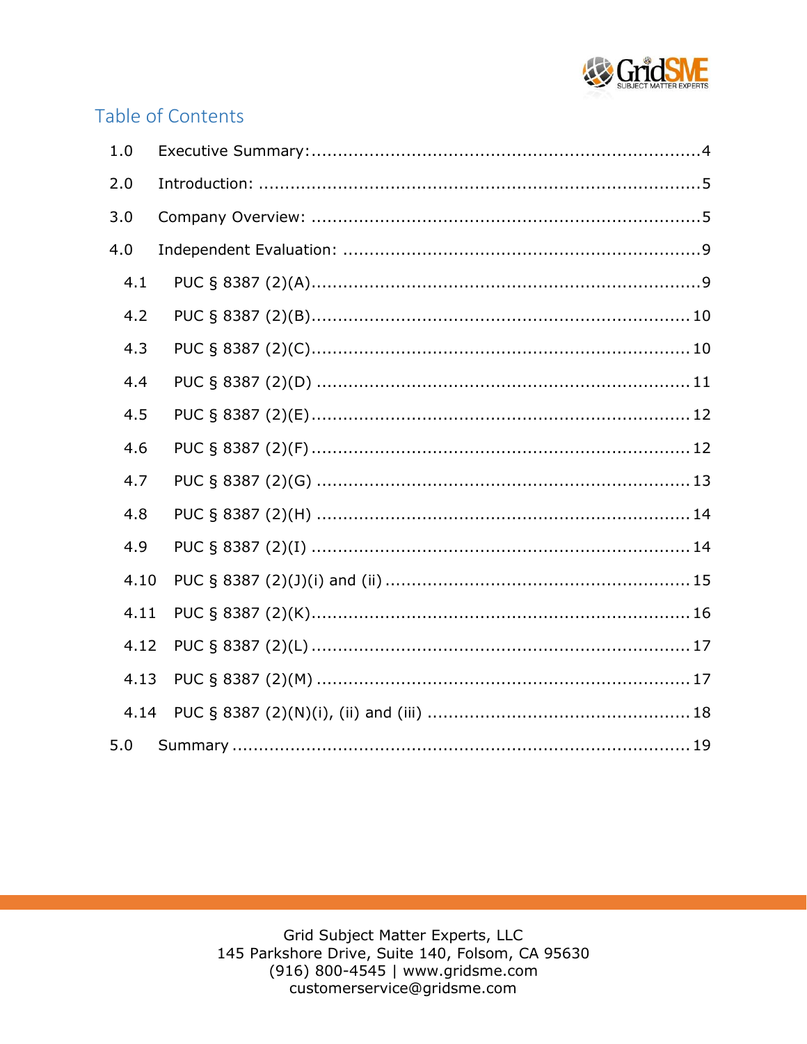## Table of Contents

1.0 Executive Summary: 4

2.0 Introduction: 5

3.0 Company Overview: 5

4.0 Independent Evaluation: 9

- 4.1 PUC § 8387 (2)(A) 9
- 4.2 PUC § 8387 (2)(B) 10
- 4.3 PUC § 8387 (2)(C) 10
- 4.4 PUC § 8387 (2)(D) 11
- 4.5 PUC § 8387 (2)(E) 12
- 4.6 PUC § 8387 (2)(F) 12
- 4.7 PUC § 8387 (2)(G) 13
- 4.8 PUC § 8387 (2)(H) 14
- 4.9 PUC § 8387 (2)(I) 14
- 4.10 PUC § 8387 (2)(J)(i) and (ii) 15
- 4.11 PUC § 8387 (2)(K) 16
- 4.12 PUC § 8387 (2)(L) 17
- 4.13 PUC § 8387 (2)(M) 17
- 4.14 PUC § 8387 (2)(N)(i), (ii) and (iii) 18

5.0 Summary 19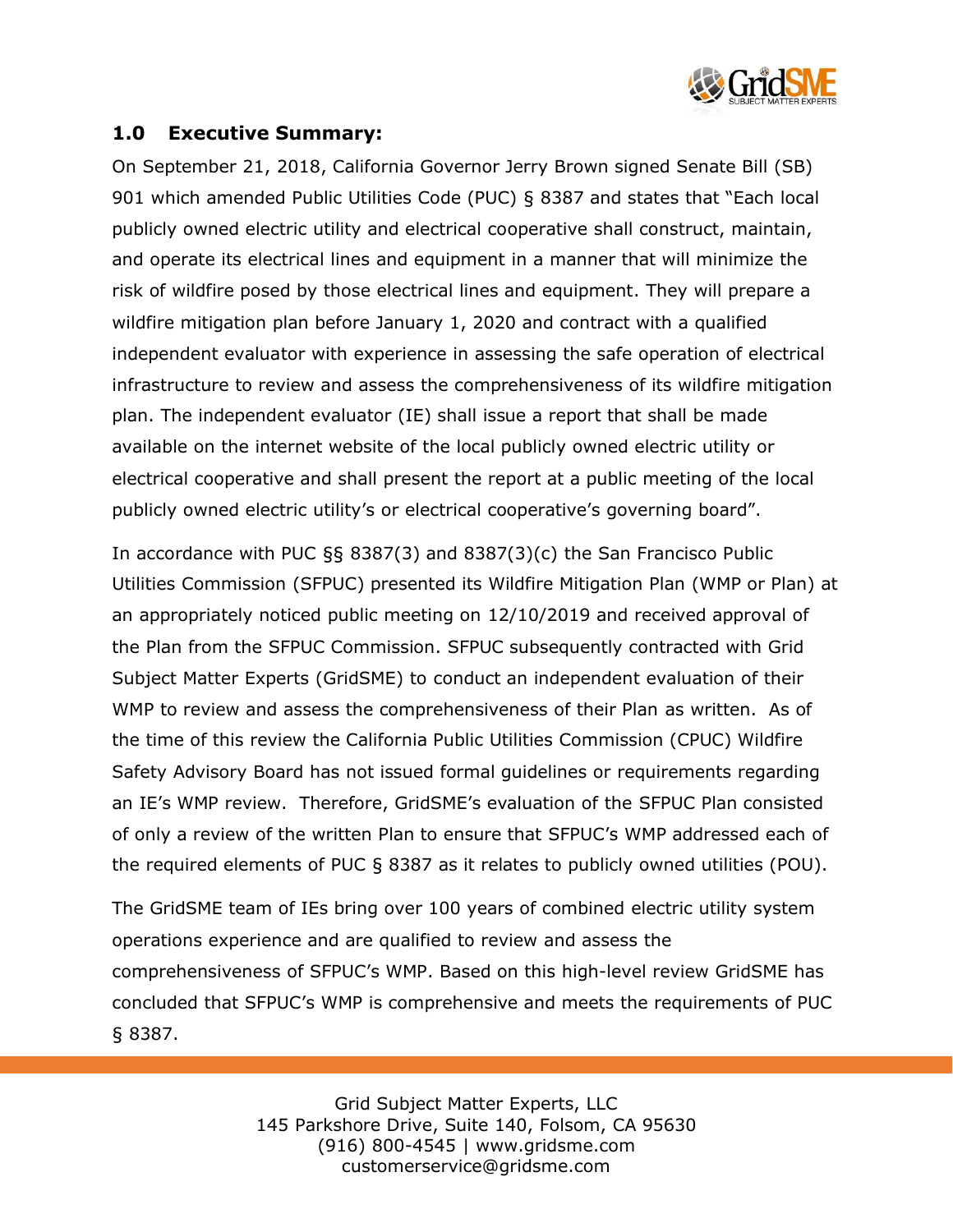## 1.0 Executive Summary:

On September 21, 2018, California Governor Jerry Brown signed Senate Bill (SB) 901 which amended Public Utilities Code (PUC) § 8387 and states that "Each local publicly owned electric utility and electrical cooperative shall construct, maintain, and operate its electrical lines and equipment in a manner that will minimize the risk of wildfire posed by those electrical lines and equipment. They will prepare a wildfire mitigation plan before January 1, 2020 and contract with a qualified independent evaluator with experience in assessing the safe operation of electrical infrastructure to review and assess the comprehensiveness of its wildfire mitigation plan. The independent evaluator (IE) shall issue a report that shall be made available on the internet website of the local publicly owned electric utility or electrical cooperative and shall present the report at a public meeting of the local publicly owned electric utility's or electrical cooperative's governing board".

In accordance with PUC §§ 8387(3) and 8387(3)(c) the San Francisco Public Utilities Commission (SFPUC) presented its Wildfire Mitigation Plan (WMP or Plan) at an appropriately noticed public meeting on 12/10/2019 and received approval of the Plan from the SFPUC Commission. SFPUC subsequently contracted with Grid Subject Matter Experts (GridSME) to conduct an independent evaluation of their WMP to review and assess the comprehensiveness of their Plan as written. As of the time of this review the California Public Utilities Commission (CPUC) Wildfire Safety Advisory Board has not issued formal guidelines or requirements regarding an IE's WMP review. Therefore, GridSME's evaluation of the SFPUC Plan consisted of only a review of the written Plan to ensure that SFPUC's WMP addressed each of the required elements of PUC § 8387 as it relates to publicly owned utilities (POU).

The GridSME team of IEs bring over 100 years of combined electric utility system operations experience and are qualified to review and assess the comprehensiveness of SFPUC's WMP. Based on this high-level review GridSME has concluded that SFPUC's WMP is comprehensive and meets the requirements of PUC § 8387.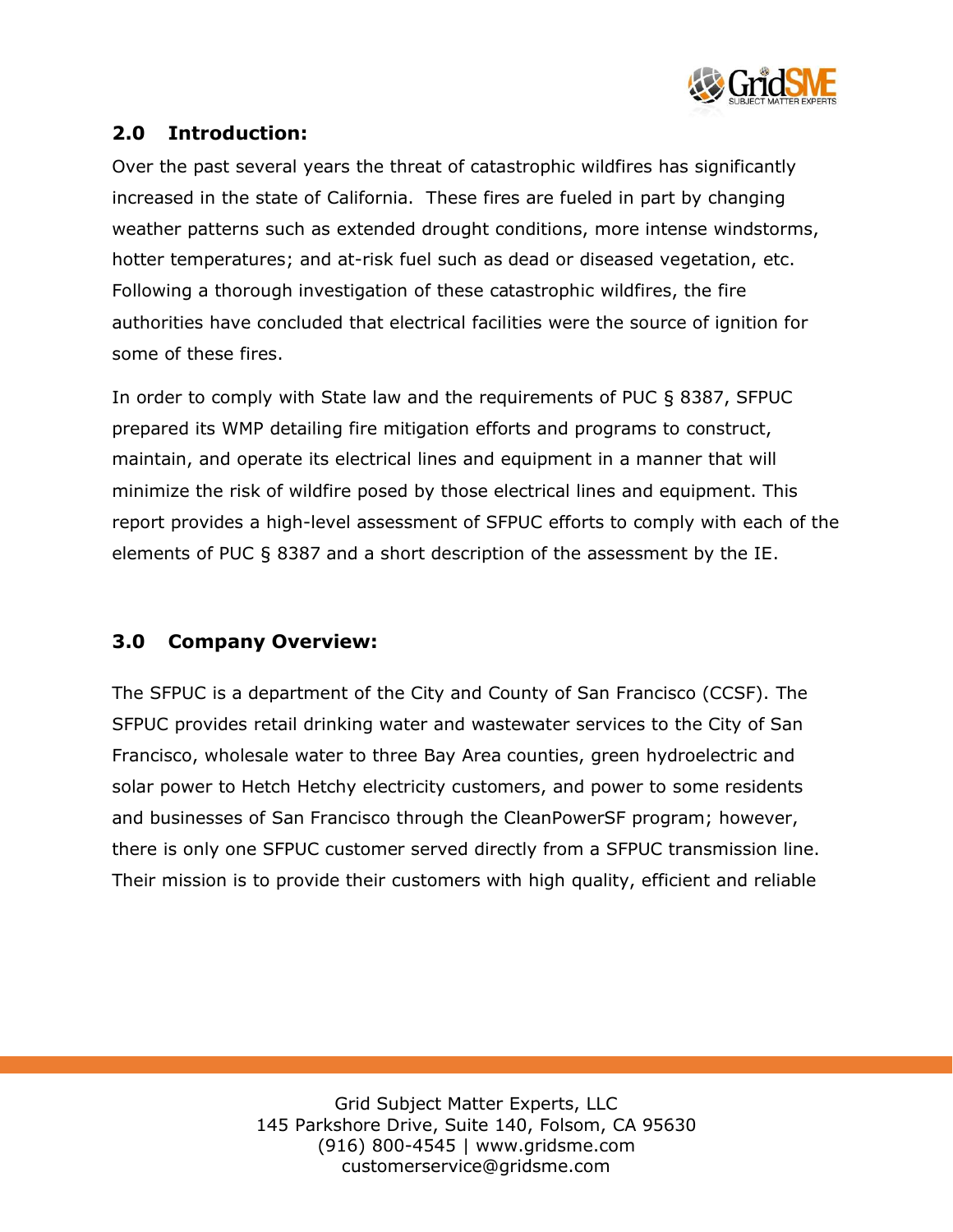## 2.0 Introduction:

Over the past several years the threat of catastrophic wildfires has significantly increased in the state of California. These fires are fueled in part by changing weather patterns such as extended drought conditions, more intense windstorms, hotter temperatures; and at-risk fuel such as dead or diseased vegetation, etc. Following a thorough investigation of these catastrophic wildfires, the fire authorities have concluded that electrical facilities were the source of ignition for some of these fires.

In order to comply with State law and the requirements of PUC § 8387, SFPUC prepared its WMP detailing fire mitigation efforts and programs to construct, maintain, and operate its electrical lines and equipment in a manner that will minimize the risk of wildfire posed by those electrical lines and equipment. This report provides a high-level assessment of SFPUC efforts to comply with each of the elements of PUC § 8387 and a short description of the assessment by the IE.

## 3.0 Company Overview:

The SFPUC is a department of the City and County of San Francisco (CCSF). The SFPUC provides retail drinking water and wastewater services to the City of San Francisco, wholesale water to three Bay Area counties, green hydroelectric and solar power to Hetch Hetchy electricity customers, and power to some residents and businesses of San Francisco through the CleanPowerSF program; however, there is only one SFPUC customer served directly from a SFPUC transmission line. Their mission is to provide their customers with high quality, efficient and reliable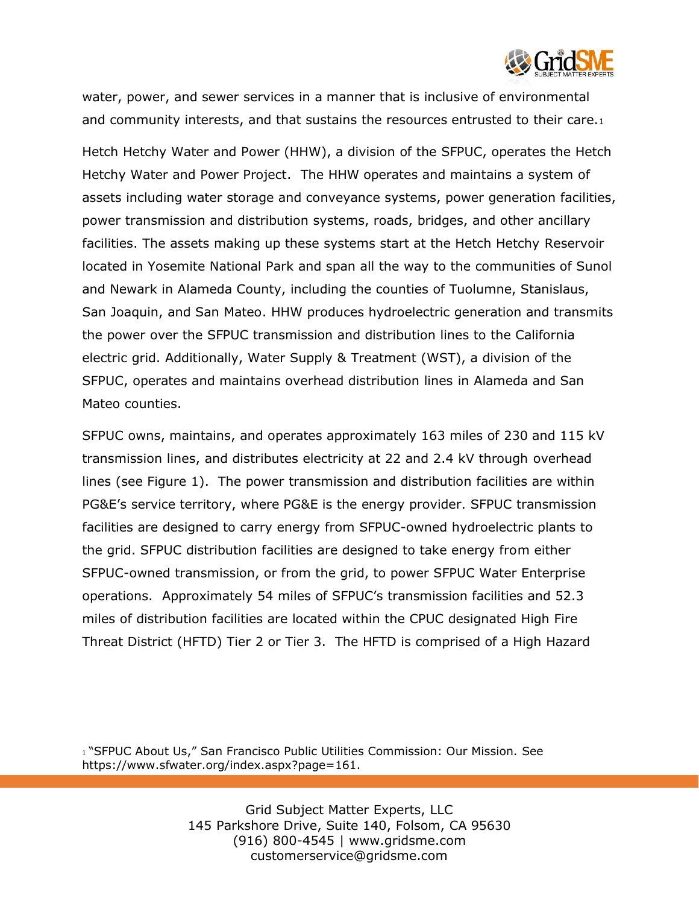water, power, and sewer services in a manner that is inclusive of environmental and community interests, and that sustains the resources entrusted to their care.[1]

Hetch Hetchy Water and Power (HHW), a division of the SFPUC, operates the Hetch Hetchy Water and Power Project. The HHW operates and maintains a system of assets including water storage and conveyance systems, power generation facilities, power transmission and distribution systems, roads, bridges, and other ancillary facilities. The assets making up these systems start at the Hetch Hetchy Reservoir located in Yosemite National Park and span all the way to the communities of Sunol and Newark in Alameda County, including the counties of Tuolumne, Stanislaus, San Joaquin, and San Mateo. HHW produces hydroelectric generation and transmits the power over the SFPUC transmission and distribution lines to the California electric grid. Additionally, Water Supply & Treatment (WST), a division of the SFPUC, operates and maintains overhead distribution lines in Alameda and San Mateo counties.

SFPUC owns, maintains, and operates approximately 163 miles of 230 and 115 kV transmission lines, and distributes electricity at 22 and 2.4 kV through overhead lines (see Figure 1). The power transmission and distribution facilities are within PG&E's service territory, where PG&E is the energy provider. SFPUC transmission facilities are designed to carry energy from SFPUC-owned hydroelectric plants to the grid. SFPUC distribution facilities are designed to take energy from either SFPUC-owned transmission, or from the grid, to power SFPUC Water Enterprise operations. Approximately 54 miles of SFPUC's transmission facilities and 52.3 miles of distribution facilities are located within the CPUC designated High Fire Threat District (HFTD) Tier 2 or Tier 3. The HFTD is comprised of a High Hazard

[1] "SFPUC About Us," San Francisco Public Utilities Commission: Our Mission. See https://www.sfwater.org/index.aspx?page=161.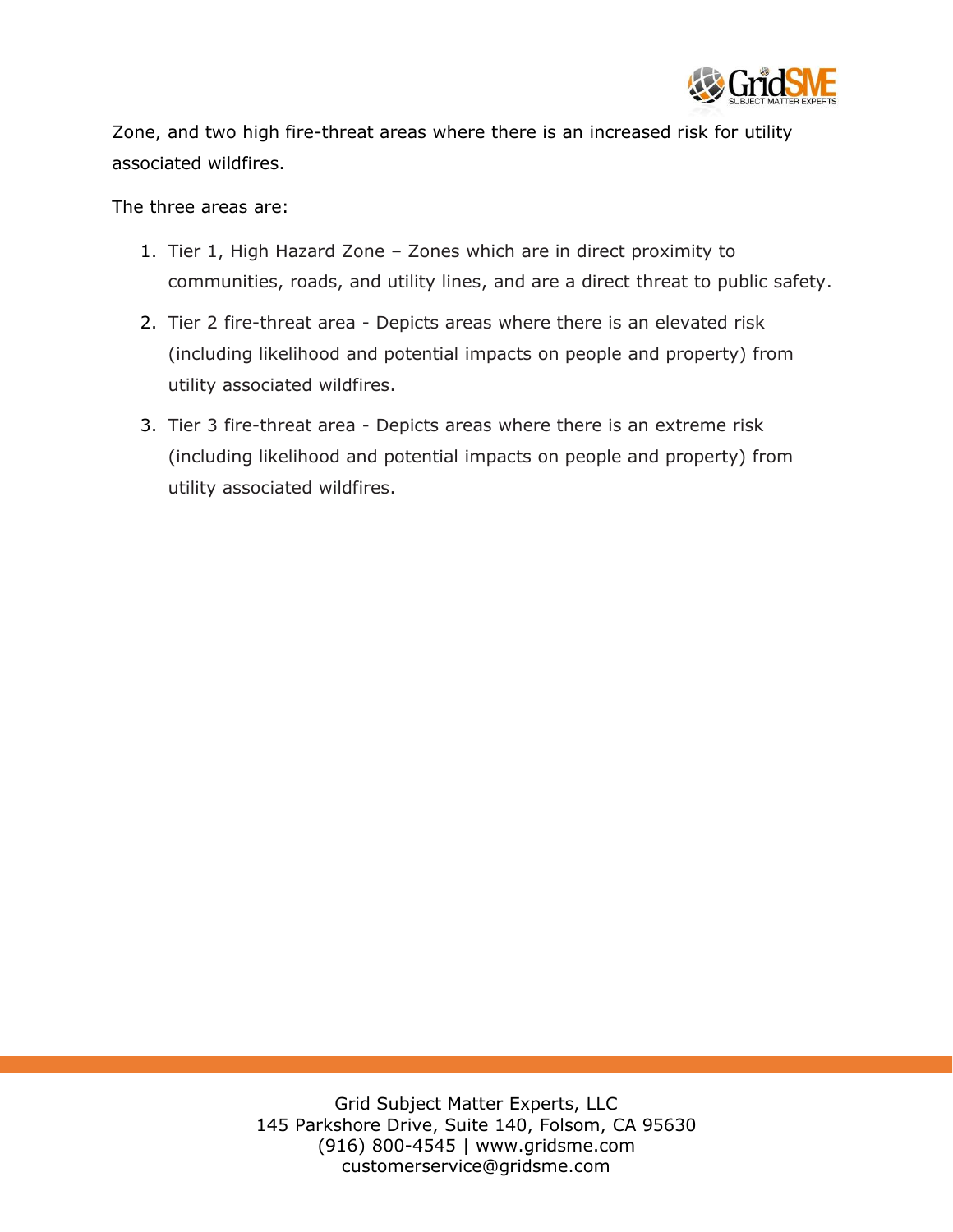Zone, and two high fire-threat areas where there is an increased risk for utility associated wildfires.

The three areas are:

1. Tier 1, High Hazard Zone – Zones which are in direct proximity to communities, roads, and utility lines, and are a direct threat to public safety.
2. Tier 2 fire-threat area - Depicts areas where there is an elevated risk (including likelihood and potential impacts on people and property) from utility associated wildfires.
3. Tier 3 fire-threat area - Depicts areas where there is an extreme risk (including likelihood and potential impacts on people and property) from utility associated wildfires.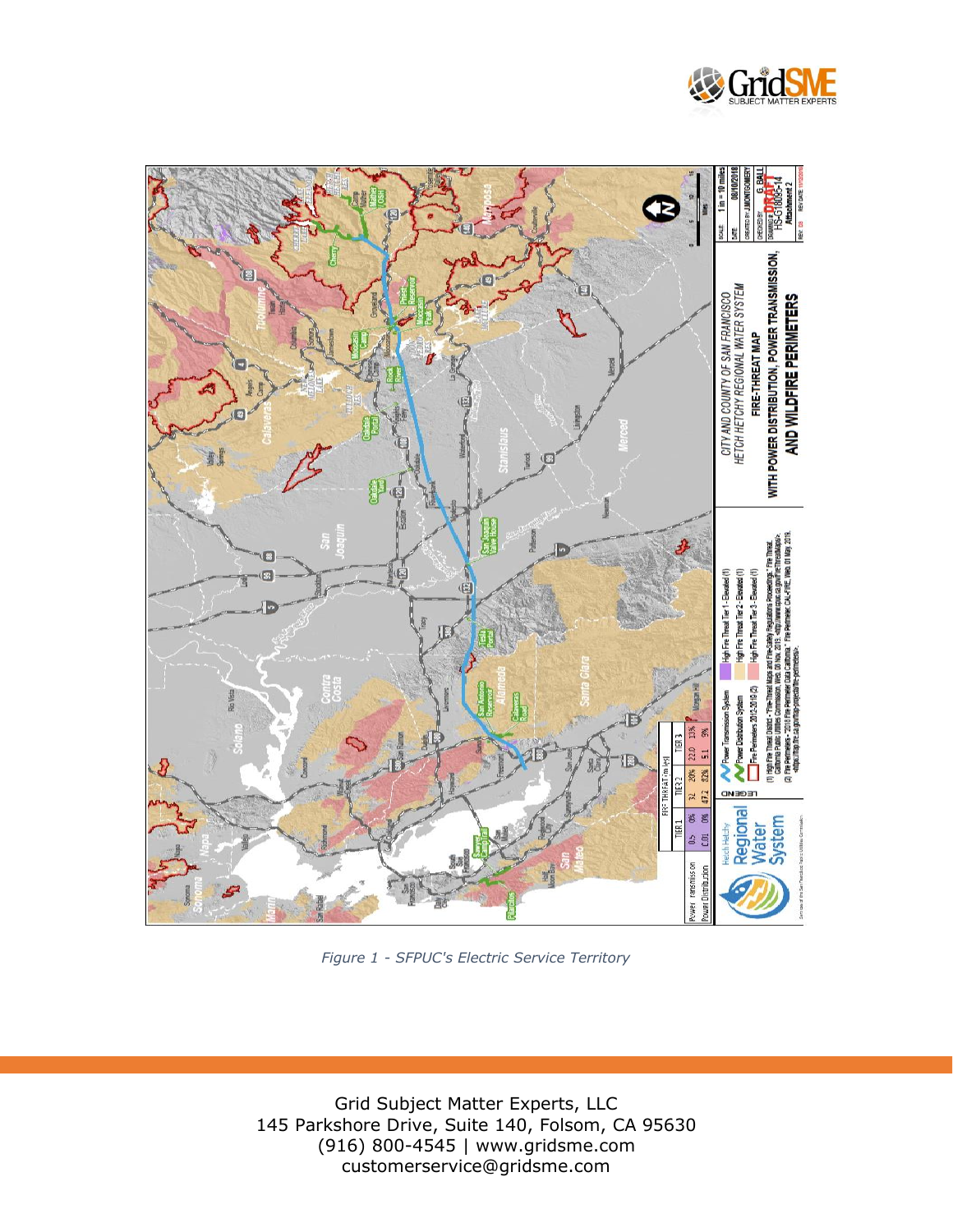*Figure 1 - SFPUC's Electric Service Territory*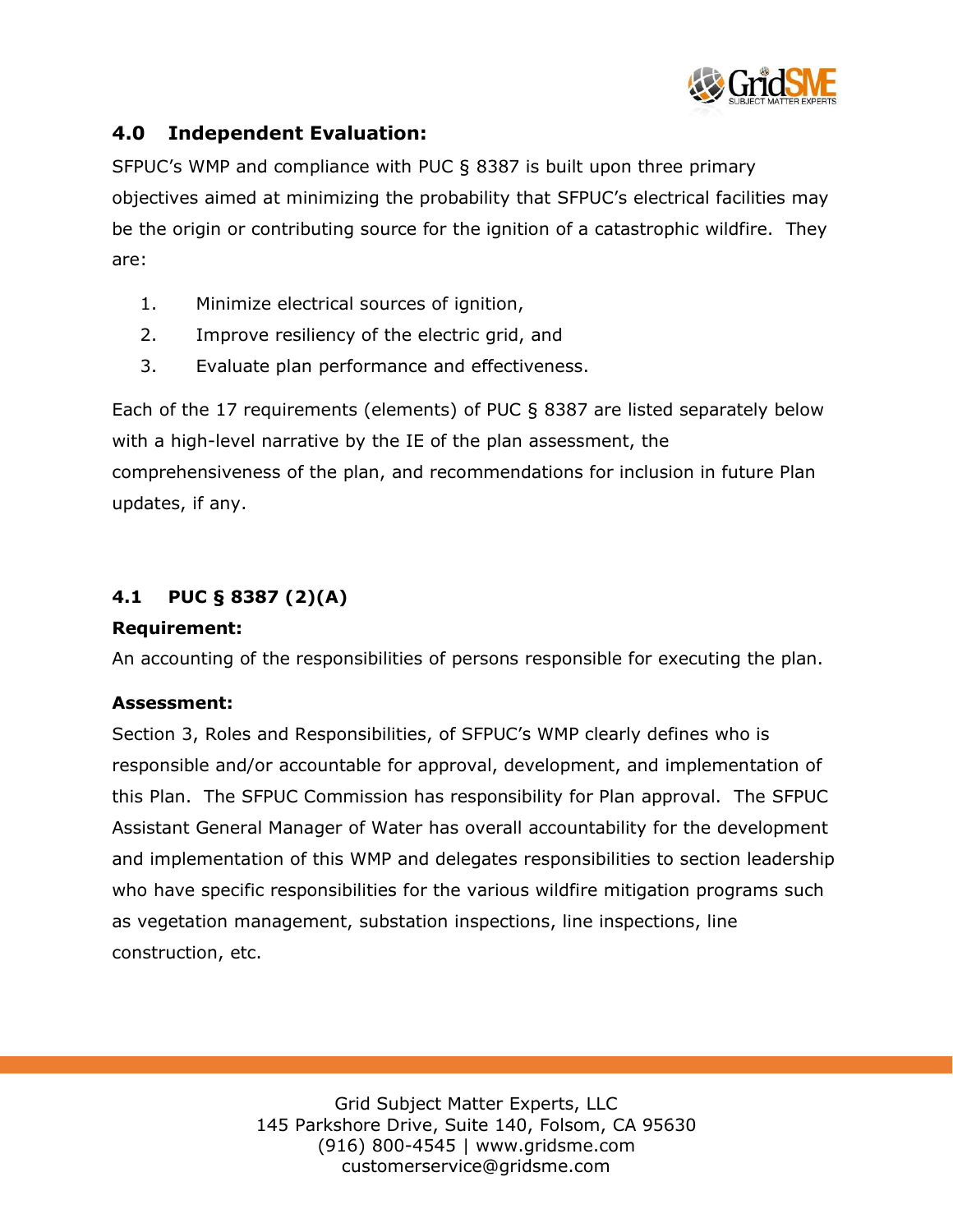## 4.0 Independent Evaluation:

SFPUC's WMP and compliance with PUC § 8387 is built upon three primary objectives aimed at minimizing the probability that SFPUC's electrical facilities may be the origin or contributing source for the ignition of a catastrophic wildfire. They are:

1. Minimize electrical sources of ignition,
2. Improve resiliency of the electric grid, and
3. Evaluate plan performance and effectiveness.

Each of the 17 requirements (elements) of PUC § 8387 are listed separately below with a high-level narrative by the IE of the plan assessment, the comprehensiveness of the plan, and recommendations for inclusion in future Plan updates, if any.

### 4.1 PUC § 8387 (2)(A)

**Requirement:**

An accounting of the responsibilities of persons responsible for executing the plan.

**Assessment:**

Section 3, Roles and Responsibilities, of SFPUC's WMP clearly defines who is responsible and/or accountable for approval, development, and implementation of this Plan. The SFPUC Commission has responsibility for Plan approval. The SFPUC Assistant General Manager of Water has overall accountability for the development and implementation of this WMP and delegates responsibilities to section leadership who have specific responsibilities for the various wildfire mitigation programs such as vegetation management, substation inspections, line inspections, line construction, etc.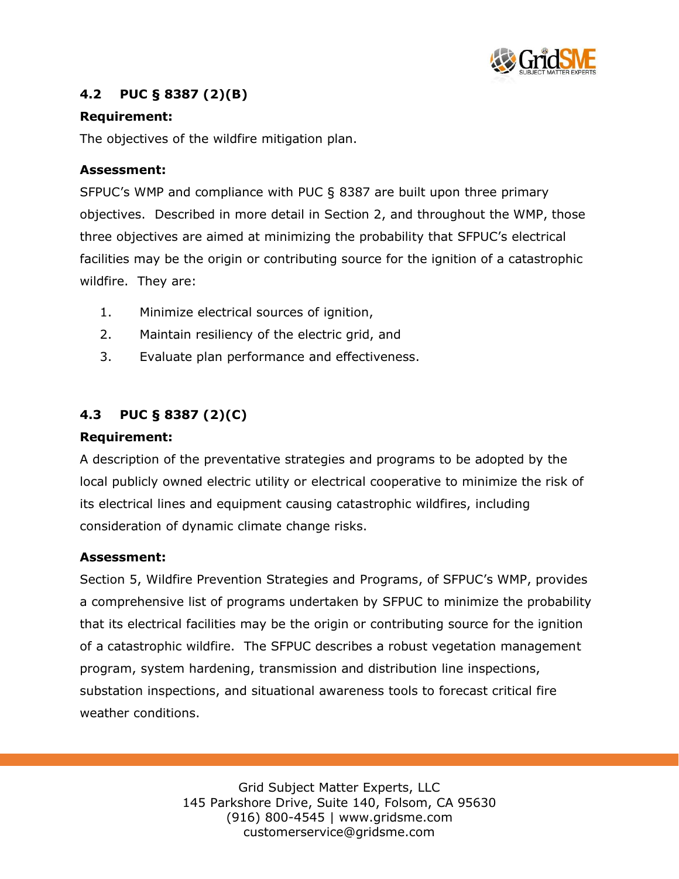## 4.2 PUC § 8387 (2)(B)

**Requirement:**

The objectives of the wildfire mitigation plan.

**Assessment:**

SFPUC's WMP and compliance with PUC § 8387 are built upon three primary objectives. Described in more detail in Section 2, and throughout the WMP, those three objectives are aimed at minimizing the probability that SFPUC's electrical facilities may be the origin or contributing source for the ignition of a catastrophic wildfire. They are:

1. Minimize electrical sources of ignition,
2. Maintain resiliency of the electric grid, and
3. Evaluate plan performance and effectiveness.

## 4.3 PUC § 8387 (2)(C)

**Requirement:**

A description of the preventative strategies and programs to be adopted by the local publicly owned electric utility or electrical cooperative to minimize the risk of its electrical lines and equipment causing catastrophic wildfires, including consideration of dynamic climate change risks.

**Assessment:**

Section 5, Wildfire Prevention Strategies and Programs, of SFPUC's WMP, provides a comprehensive list of programs undertaken by SFPUC to minimize the probability that its electrical facilities may be the origin or contributing source for the ignition of a catastrophic wildfire. The SFPUC describes a robust vegetation management program, system hardening, transmission and distribution line inspections, substation inspections, and situational awareness tools to forecast critical fire weather conditions.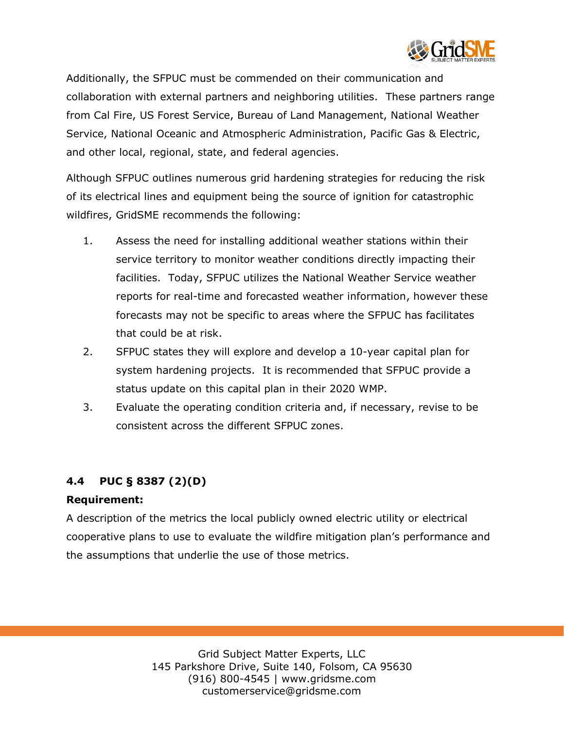Additionally, the SFPUC must be commended on their communication and collaboration with external partners and neighboring utilities. These partners range from Cal Fire, US Forest Service, Bureau of Land Management, National Weather Service, National Oceanic and Atmospheric Administration, Pacific Gas & Electric, and other local, regional, state, and federal agencies.

Although SFPUC outlines numerous grid hardening strategies for reducing the risk of its electrical lines and equipment being the source of ignition for catastrophic wildfires, GridSME recommends the following:

1. Assess the need for installing additional weather stations within their service territory to monitor weather conditions directly impacting their facilities. Today, SFPUC utilizes the National Weather Service weather reports for real-time and forecasted weather information, however these forecasts may not be specific to areas where the SFPUC has facilitates that could be at risk.
2. SFPUC states they will explore and develop a 10-year capital plan for system hardening projects. It is recommended that SFPUC provide a status update on this capital plan in their 2020 WMP.
3. Evaluate the operating condition criteria and, if necessary, revise to be consistent across the different SFPUC zones.

### 4.4 PUC § 8387 (2)(D)

**Requirement:**

A description of the metrics the local publicly owned electric utility or electrical cooperative plans to use to evaluate the wildfire mitigation plan's performance and the assumptions that underlie the use of those metrics.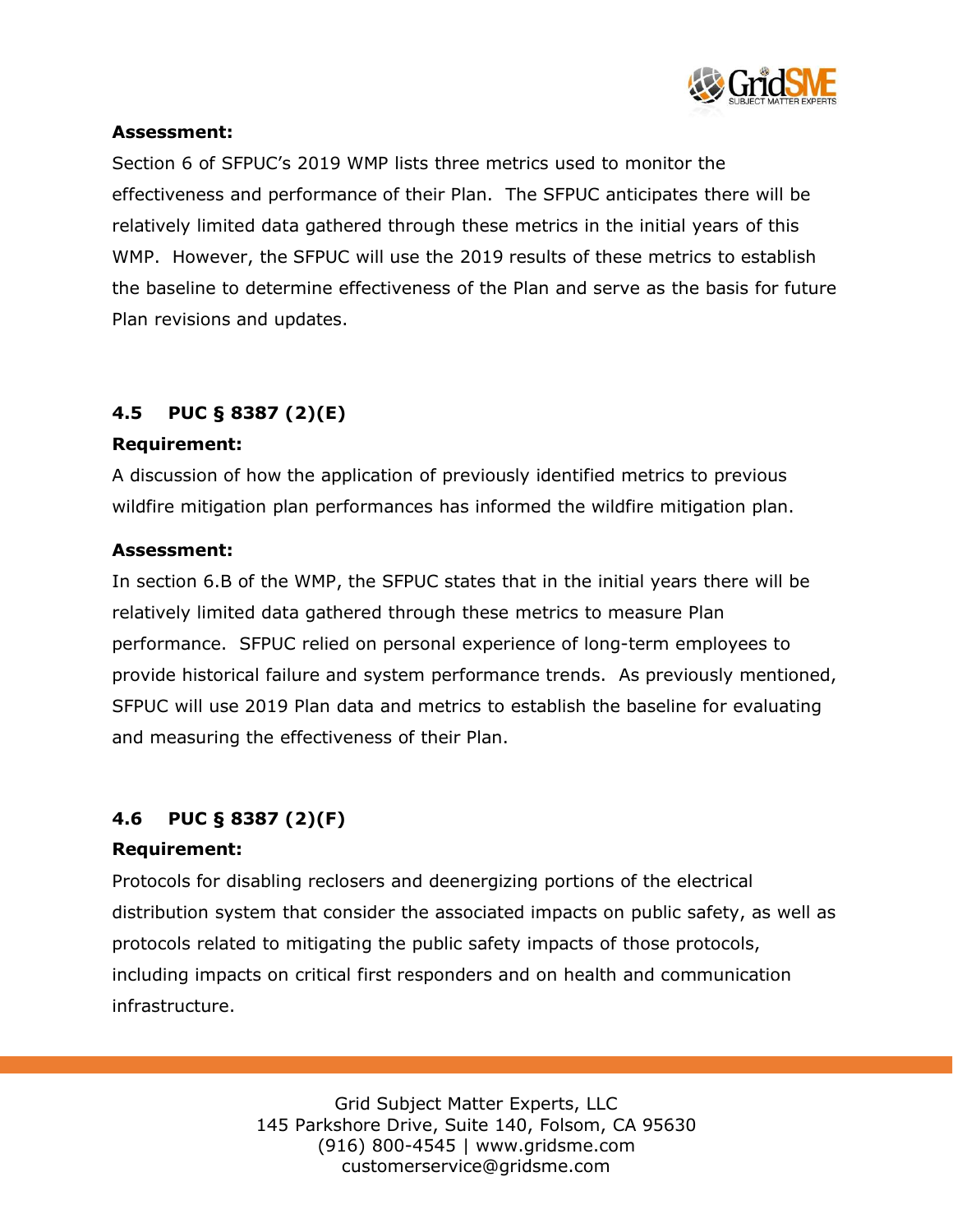**Assessment:**

Section 6 of SFPUC's 2019 WMP lists three metrics used to monitor the effectiveness and performance of their Plan. The SFPUC anticipates there will be relatively limited data gathered through these metrics in the initial years of this WMP. However, the SFPUC will use the 2019 results of these metrics to establish the baseline to determine effectiveness of the Plan and serve as the basis for future Plan revisions and updates.

### 4.5 PUC § 8387 (2)(E)

**Requirement:**

A discussion of how the application of previously identified metrics to previous wildfire mitigation plan performances has informed the wildfire mitigation plan.

**Assessment:**

In section 6.B of the WMP, the SFPUC states that in the initial years there will be relatively limited data gathered through these metrics to measure Plan performance. SFPUC relied on personal experience of long-term employees to provide historical failure and system performance trends. As previously mentioned, SFPUC will use 2019 Plan data and metrics to establish the baseline for evaluating and measuring the effectiveness of their Plan.

### 4.6 PUC § 8387 (2)(F)

**Requirement:**

Protocols for disabling reclosers and deenergizing portions of the electrical distribution system that consider the associated impacts on public safety, as well as protocols related to mitigating the public safety impacts of those protocols, including impacts on critical first responders and on health and communication infrastructure.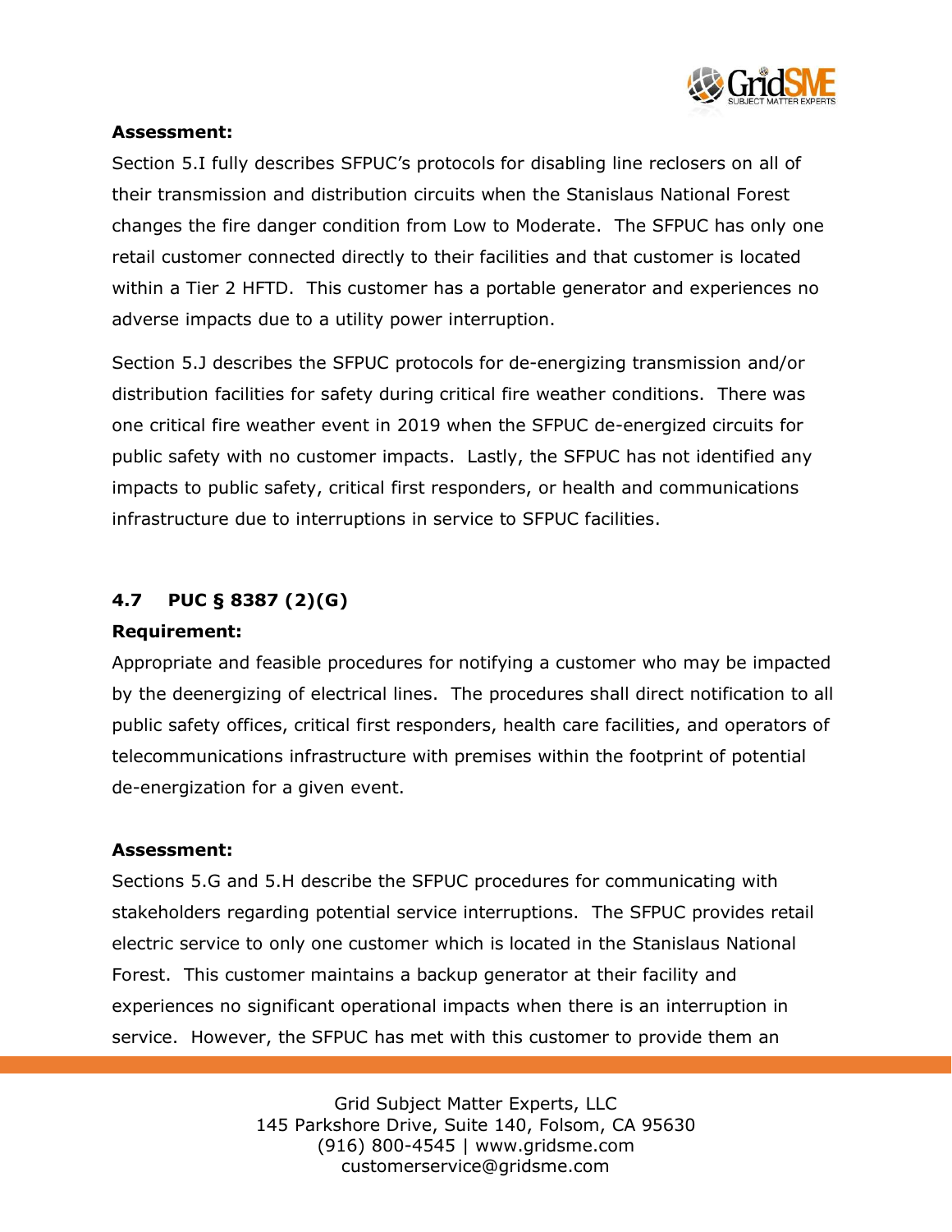**Assessment:**

Section 5.I fully describes SFPUC's protocols for disabling line reclosers on all of their transmission and distribution circuits when the Stanislaus National Forest changes the fire danger condition from Low to Moderate. The SFPUC has only one retail customer connected directly to their facilities and that customer is located within a Tier 2 HFTD. This customer has a portable generator and experiences no adverse impacts due to a utility power interruption.

Section 5.J describes the SFPUC protocols for de-energizing transmission and/or distribution facilities for safety during critical fire weather conditions. There was one critical fire weather event in 2019 when the SFPUC de-energized circuits for public safety with no customer impacts. Lastly, the SFPUC has not identified any impacts to public safety, critical first responders, or health and communications infrastructure due to interruptions in service to SFPUC facilities.

### 4.7 PUC § 8387 (2)(G)

**Requirement:**

Appropriate and feasible procedures for notifying a customer who may be impacted by the deenergizing of electrical lines. The procedures shall direct notification to all public safety offices, critical first responders, health care facilities, and operators of telecommunications infrastructure with premises within the footprint of potential de-energization for a given event.

**Assessment:**

Sections 5.G and 5.H describe the SFPUC procedures for communicating with stakeholders regarding potential service interruptions. The SFPUC provides retail electric service to only one customer which is located in the Stanislaus National Forest. This customer maintains a backup generator at their facility and experiences no significant operational impacts when there is an interruption in service. However, the SFPUC has met with this customer to provide them an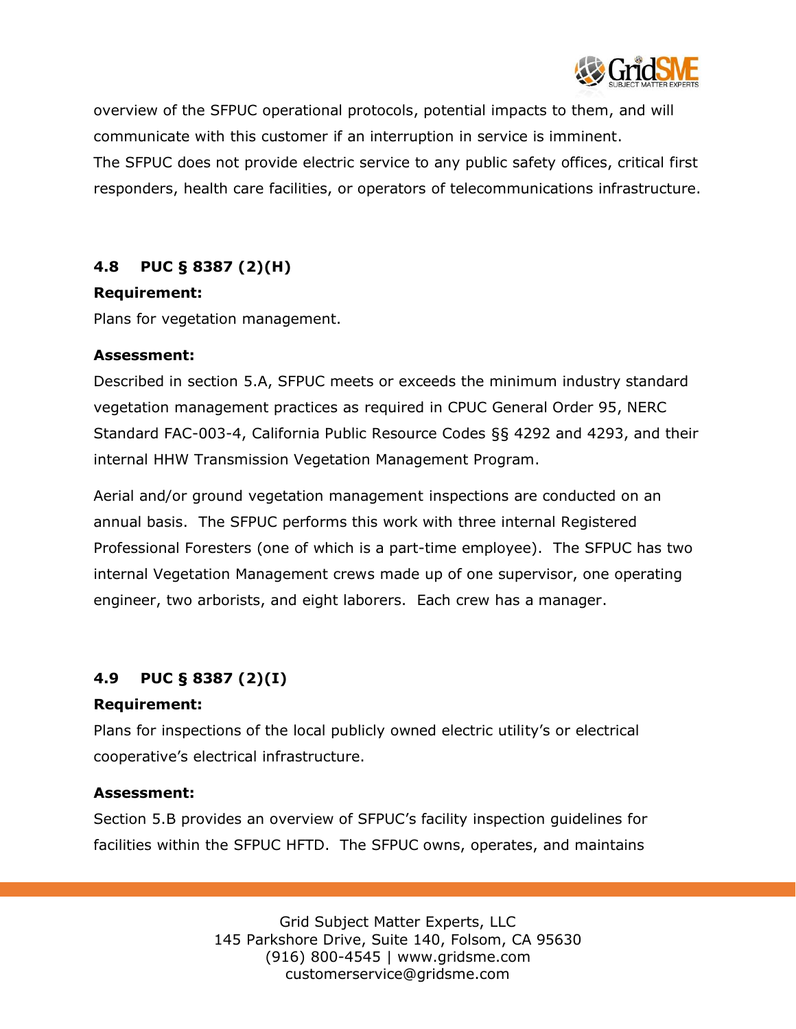overview of the SFPUC operational protocols, potential impacts to them, and will communicate with this customer if an interruption in service is imminent.
The SFPUC does not provide electric service to any public safety offices, critical first responders, health care facilities, or operators of telecommunications infrastructure.

## 4.8 PUC § 8387 (2)(H)

**Requirement:**

Plans for vegetation management.

**Assessment:**

Described in section 5.A, SFPUC meets or exceeds the minimum industry standard vegetation management practices as required in CPUC General Order 95, NERC Standard FAC-003-4, California Public Resource Codes §§ 4292 and 4293, and their internal HHW Transmission Vegetation Management Program.

Aerial and/or ground vegetation management inspections are conducted on an annual basis. The SFPUC performs this work with three internal Registered Professional Foresters (one of which is a part-time employee). The SFPUC has two internal Vegetation Management crews made up of one supervisor, one operating engineer, two arborists, and eight laborers. Each crew has a manager.

## 4.9 PUC § 8387 (2)(I)

**Requirement:**

Plans for inspections of the local publicly owned electric utility's or electrical cooperative's electrical infrastructure.

**Assessment:**

Section 5.B provides an overview of SFPUC's facility inspection guidelines for facilities within the SFPUC HFTD. The SFPUC owns, operates, and maintains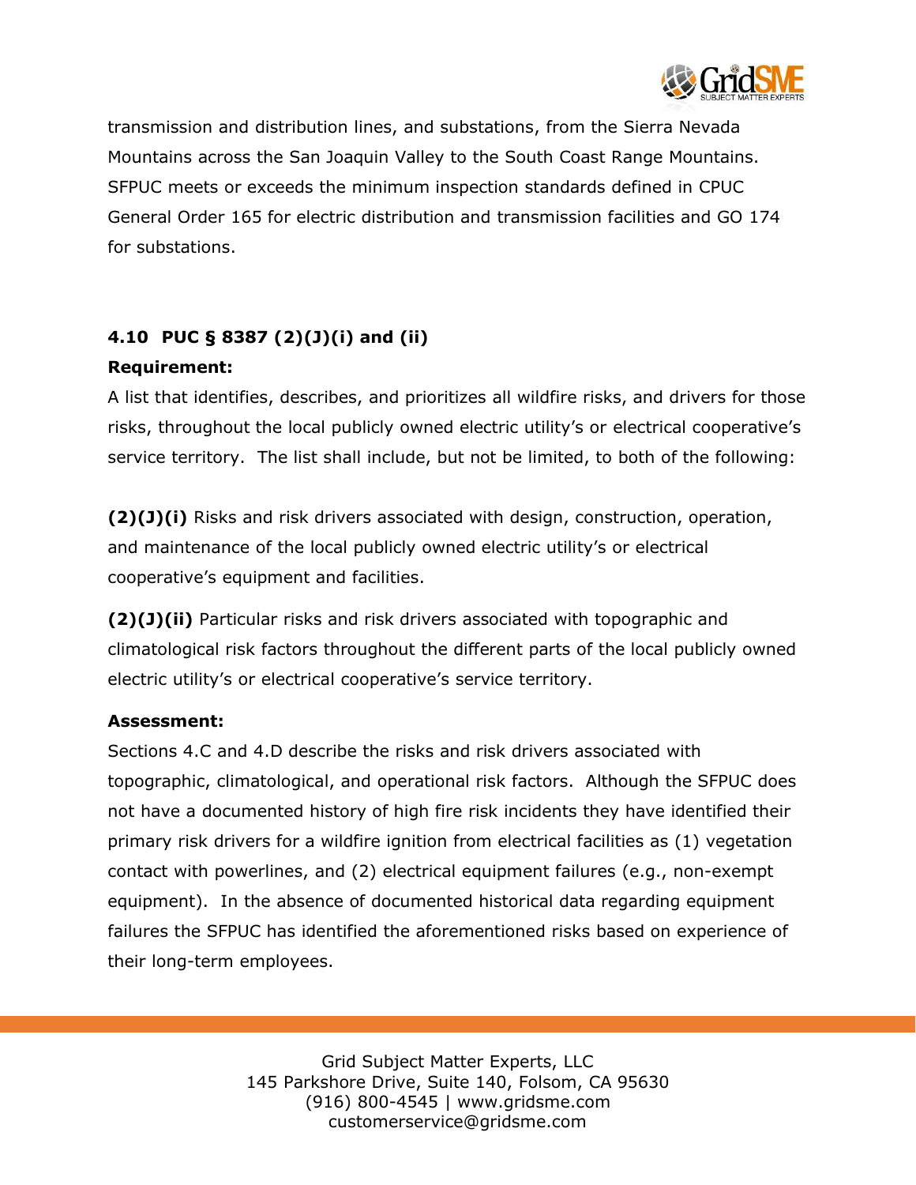transmission and distribution lines, and substations, from the Sierra Nevada Mountains across the San Joaquin Valley to the South Coast Range Mountains. SFPUC meets or exceeds the minimum inspection standards defined in CPUC General Order 165 for electric distribution and transmission facilities and GO 174 for substations.

### 4.10 PUC § 8387 (2)(J)(i) and (ii)

**Requirement:**

A list that identifies, describes, and prioritizes all wildfire risks, and drivers for those risks, throughout the local publicly owned electric utility's or electrical cooperative's service territory. The list shall include, but not be limited, to both of the following:

**(2)(J)(i)** Risks and risk drivers associated with design, construction, operation, and maintenance of the local publicly owned electric utility's or electrical cooperative's equipment and facilities.

**(2)(J)(ii)** Particular risks and risk drivers associated with topographic and climatological risk factors throughout the different parts of the local publicly owned electric utility's or electrical cooperative's service territory.

**Assessment:**

Sections 4.C and 4.D describe the risks and risk drivers associated with topographic, climatological, and operational risk factors. Although the SFPUC does not have a documented history of high fire risk incidents they have identified their primary risk drivers for a wildfire ignition from electrical facilities as (1) vegetation contact with powerlines, and (2) electrical equipment failures (e.g., non-exempt equipment). In the absence of documented historical data regarding equipment failures the SFPUC has identified the aforementioned risks based on experience of their long-term employees.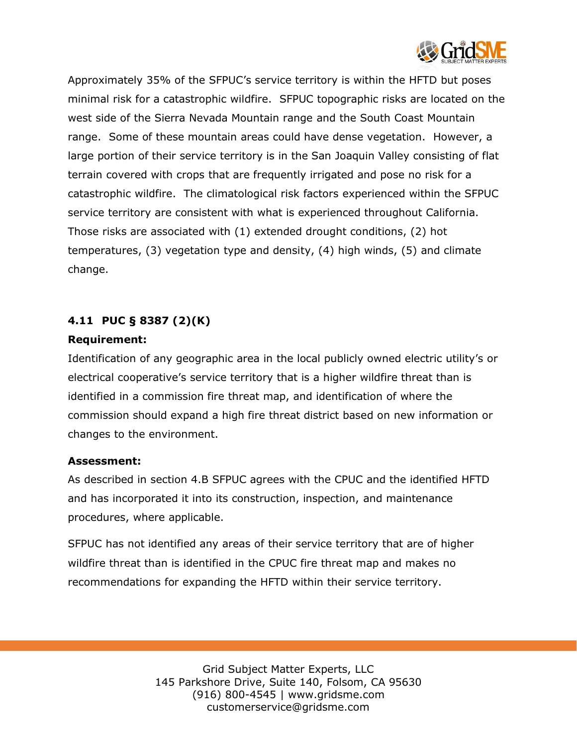Approximately 35% of the SFPUC's service territory is within the HFTD but poses minimal risk for a catastrophic wildfire. SFPUC topographic risks are located on the west side of the Sierra Nevada Mountain range and the South Coast Mountain range. Some of these mountain areas could have dense vegetation. However, a large portion of their service territory is in the San Joaquin Valley consisting of flat terrain covered with crops that are frequently irrigated and pose no risk for a catastrophic wildfire. The climatological risk factors experienced within the SFPUC service territory are consistent with what is experienced throughout California. Those risks are associated with (1) extended drought conditions, (2) hot temperatures, (3) vegetation type and density, (4) high winds, (5) and climate change.

### 4.11 PUC § 8387 (2)(K)

**Requirement:**

Identification of any geographic area in the local publicly owned electric utility's or electrical cooperative's service territory that is a higher wildfire threat than is identified in a commission fire threat map, and identification of where the commission should expand a high fire threat district based on new information or changes to the environment.

**Assessment:**

As described in section 4.B SFPUC agrees with the CPUC and the identified HFTD and has incorporated it into its construction, inspection, and maintenance procedures, where applicable.

SFPUC has not identified any areas of their service territory that are of higher wildfire threat than is identified in the CPUC fire threat map and makes no recommendations for expanding the HFTD within their service territory.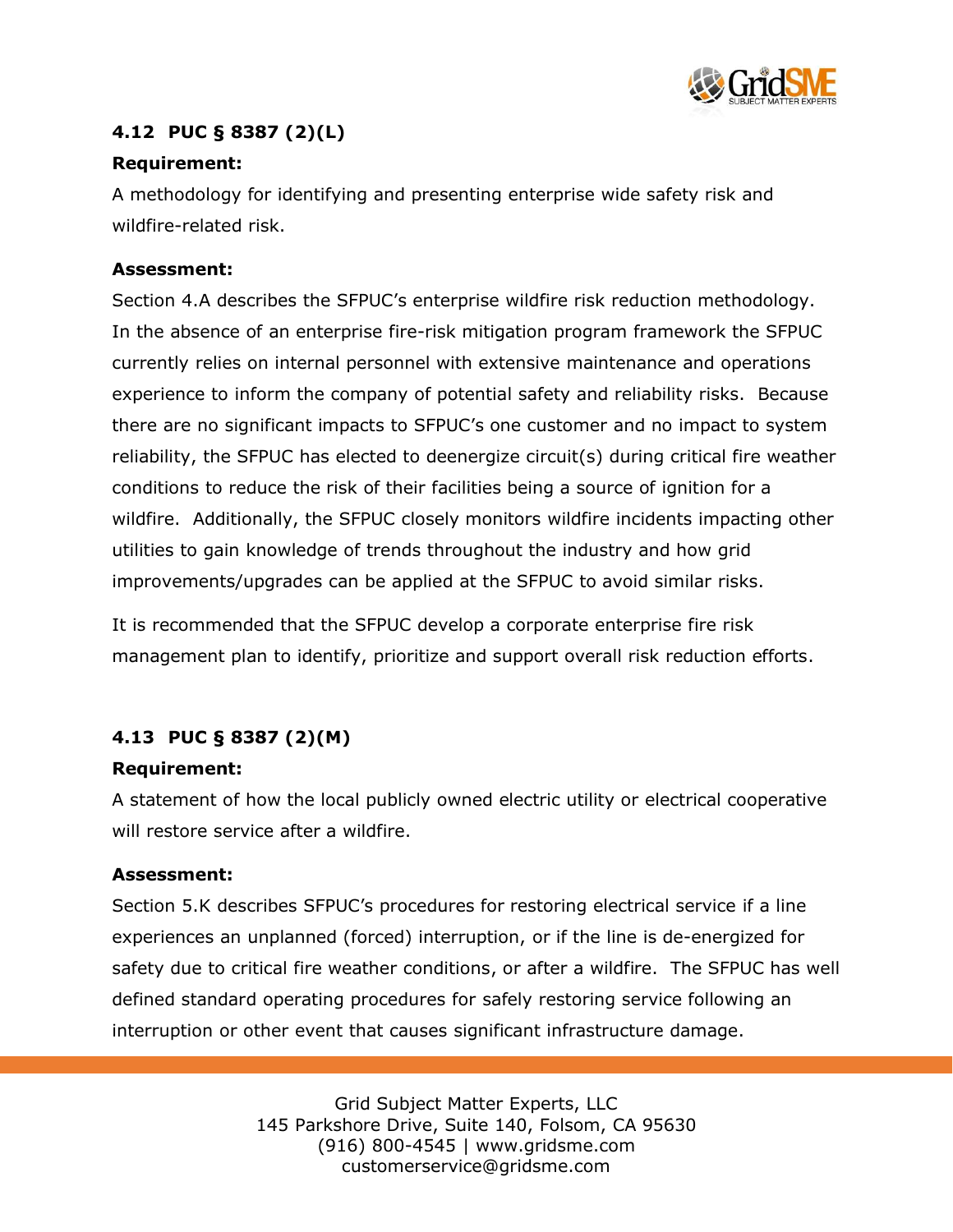## 4.12 PUC § 8387 (2)(L)

**Requirement:**

A methodology for identifying and presenting enterprise wide safety risk and wildfire-related risk.

**Assessment:**

Section 4.A describes the SFPUC's enterprise wildfire risk reduction methodology. In the absence of an enterprise fire-risk mitigation program framework the SFPUC currently relies on internal personnel with extensive maintenance and operations experience to inform the company of potential safety and reliability risks. Because there are no significant impacts to SFPUC's one customer and no impact to system reliability, the SFPUC has elected to deenergize circuit(s) during critical fire weather conditions to reduce the risk of their facilities being a source of ignition for a wildfire. Additionally, the SFPUC closely monitors wildfire incidents impacting other utilities to gain knowledge of trends throughout the industry and how grid improvements/upgrades can be applied at the SFPUC to avoid similar risks.

It is recommended that the SFPUC develop a corporate enterprise fire risk management plan to identify, prioritize and support overall risk reduction efforts.

## 4.13 PUC § 8387 (2)(M)

**Requirement:**

A statement of how the local publicly owned electric utility or electrical cooperative will restore service after a wildfire.

**Assessment:**

Section 5.K describes SFPUC's procedures for restoring electrical service if a line experiences an unplanned (forced) interruption, or if the line is de-energized for safety due to critical fire weather conditions, or after a wildfire. The SFPUC has well defined standard operating procedures for safely restoring service following an interruption or other event that causes significant infrastructure damage.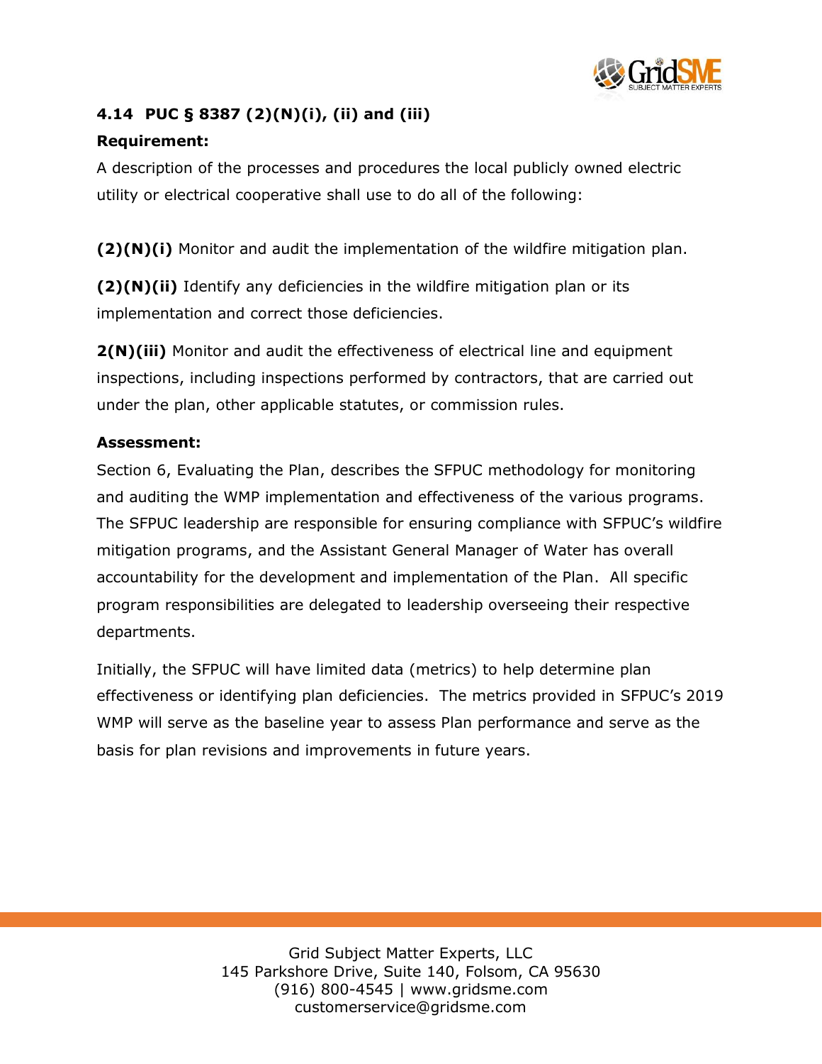### 4.14 PUC § 8387 (2)(N)(i), (ii) and (iii)

**Requirement:**

A description of the processes and procedures the local publicly owned electric utility or electrical cooperative shall use to do all of the following:

**(2)(N)(i)** Monitor and audit the implementation of the wildfire mitigation plan.

**(2)(N)(ii)** Identify any deficiencies in the wildfire mitigation plan or its implementation and correct those deficiencies.

**2(N)(iii)** Monitor and audit the effectiveness of electrical line and equipment inspections, including inspections performed by contractors, that are carried out under the plan, other applicable statutes, or commission rules.

**Assessment:**

Section 6, Evaluating the Plan, describes the SFPUC methodology for monitoring and auditing the WMP implementation and effectiveness of the various programs. The SFPUC leadership are responsible for ensuring compliance with SFPUC's wildfire mitigation programs, and the Assistant General Manager of Water has overall accountability for the development and implementation of the Plan. All specific program responsibilities are delegated to leadership overseeing their respective departments.

Initially, the SFPUC will have limited data (metrics) to help determine plan effectiveness or identifying plan deficiencies. The metrics provided in SFPUC's 2019 WMP will serve as the baseline year to assess Plan performance and serve as the basis for plan revisions and improvements in future years.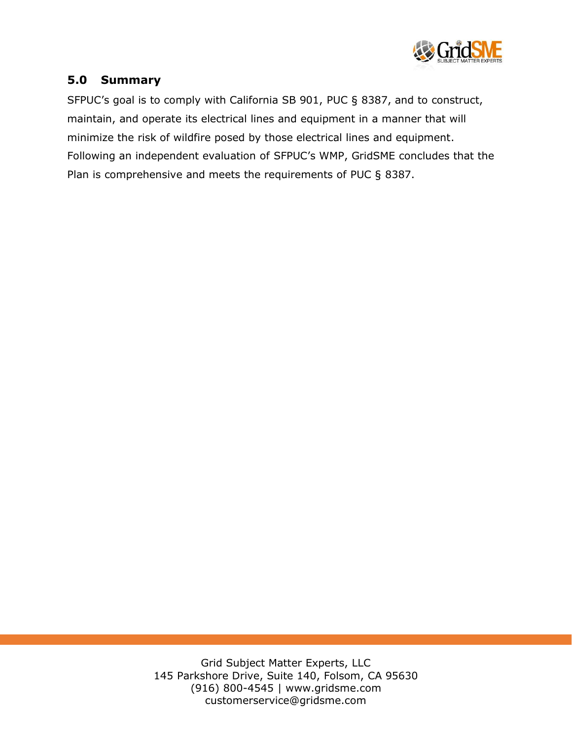## 5.0 Summary

SFPUC's goal is to comply with California SB 901, PUC § 8387, and to construct, maintain, and operate its electrical lines and equipment in a manner that will minimize the risk of wildfire posed by those electrical lines and equipment. Following an independent evaluation of SFPUC's WMP, GridSME concludes that the Plan is comprehensive and meets the requirements of PUC § 8387.